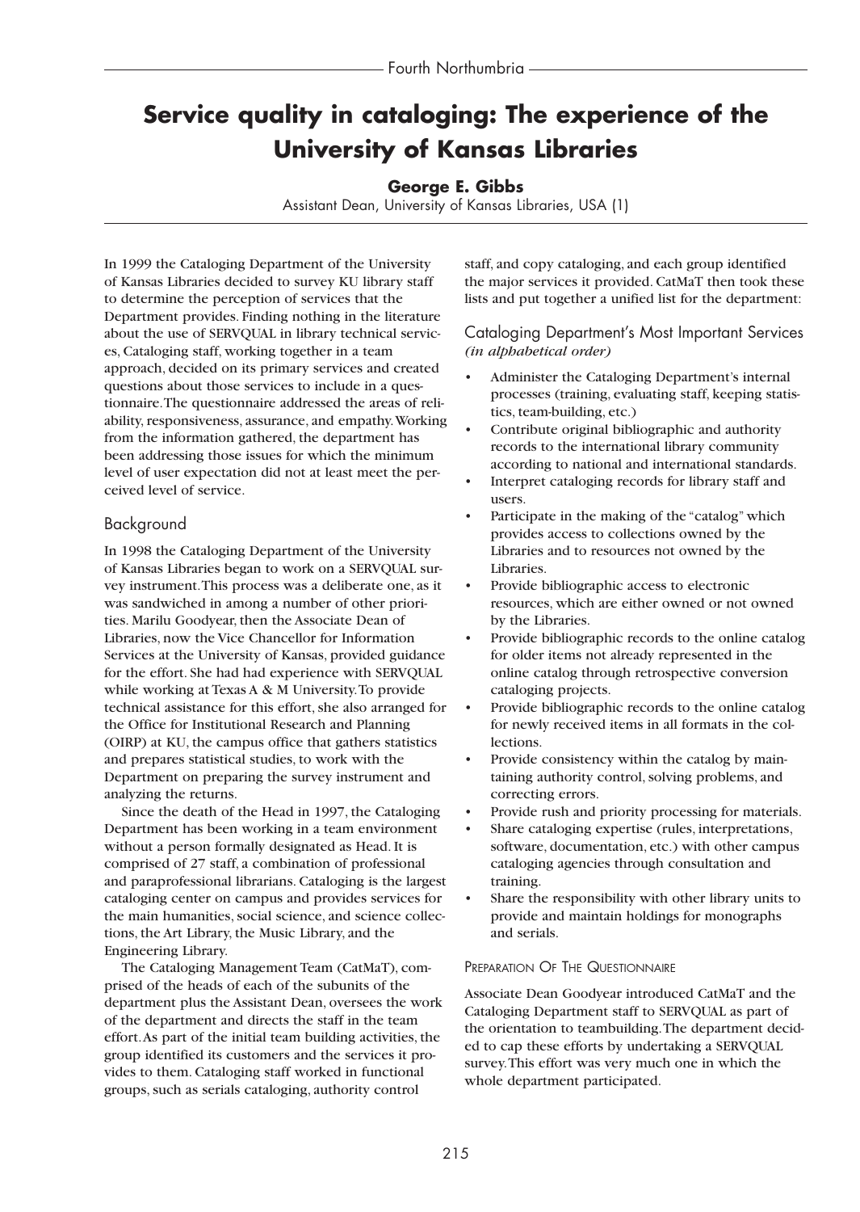# Service quality in cataloging: The experience of the University of Kansas Libraries

**George E. Gibbs**

Assistant Dean, University of Kansas Libraries, USA (1)

In 1999 the Cataloging Department of the University of Kansas Libraries decided to survey KU library staff to determine the perception of services that the Department provides. Finding nothing in the literature about the use of SERVQUAL in library technical services, Cataloging staff, working together in a team approach, decided on its primary services and created questions about those services to include in a questionnaire. The questionnaire addressed the areas of reliability, responsiveness, assurance, and empathy. Working from the information gathered, the department has been addressing those issues for which the minimum level of user expectation did not at least meet the perceived level of service.

## Background

In 1998 the Cataloging Department of the University of Kansas Libraries began to work on a SERVQUAL survey instrument. This process was a deliberate one, as it was sandwiched in among a number of other priorities. Marilu Goodyear, then the Associate Dean of Libraries, now the Vice Chancellor for Information Services at the University of Kansas, provided guidance for the effort. She had had experience with SERVQUAL while working at Texas A & M University. To provide technical assistance for this effort, she also arranged for the Office for Institutional Research and Planning (OIRP) at KU, the campus office that gathers statistics and prepares statistical studies, to work with the Department on preparing the survey instrument and analyzing the returns.

Since the death of the Head in 1997, the Cataloging Department has been working in a team environment without a person formally designated as Head. It is comprised of 27 staff, a combination of professional and paraprofessional librarians. Cataloging is the largest cataloging center on campus and provides services for the main humanities, social science, and science collections, the Art Library, the Music Library, and the Engineering Library.

The Cataloging Management Team (CatMaT), comprised of the heads of each of the subunits of the department plus the Assistant Dean, oversees the work of the department and directs the staff in the team effort. As part of the initial team building activities, the group identified its customers and the services it provides to them. Cataloging staff worked in functional groups, such as serials cataloging, authority control staff, and copy cataloging, and each group identified the major services it provided. CatMaT then took these lists and put together a unified list for the department:

### Cataloging Department's Most Important Services *(in alphabetical order)*

- Administer the Cataloging Department's internal processes (training, evaluating staff, keeping statistics, team-building, etc.)
- Contribute original bibliographic and authority records to the international library community according to national and international standards.
- Interpret cataloging records for library staff and users.
- Participate in the making of the "catalog" which provides access to collections owned by the Libraries and to resources not owned by the Libraries.
- Provide bibliographic access to electronic resources, which are either owned or not owned by the Libraries.
- Provide bibliographic records to the online catalog for older items not already represented in the online catalog through retrospective conversion cataloging projects.
- Provide bibliographic records to the online catalog for newly received items in all formats in the collections.
- Provide consistency within the catalog by maintaining authority control, solving problems, and correcting errors.
- Provide rush and priority processing for materials.
- Share cataloging expertise (rules, interpretations, software, documentation, etc.) with other campus cataloging agencies through consultation and training.
- Share the responsibility with other library units to provide and maintain holdings for monographs and serials.

#### Preparation Of The Questionnaire

Associate Dean Goodyear introduced CatMaT and the Cataloging Department staff to SERVQUAL as part of the orientation to teambuilding. The department decided to cap these efforts by undertaking a SERVQUAL survey. This effort was very much one in which the whole department participated.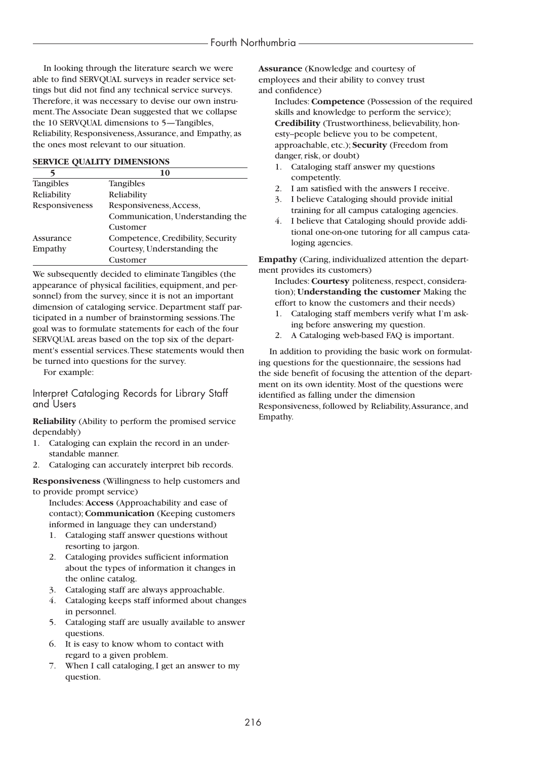In looking through the literature search we were able to find SERVQUAL surveys in reader service settings but did not find any technical service surveys. Therefore, it was necessary to devise our own instrument. The Associate Dean suggested that we collapse the 10 SERVQUAL dimensions to 5—Tangibles, Reliability, Responsiveness, Assurance, and Empathy, as the ones most relevant to our situation.

**SERVICE QUALITY DIMENSIONS**

| 5 | 10 |
|---|---|
| Tangibles | Tangibles |
| Reliability | Reliability |
| Responsiveness | Responsiveness, Access, Communication, Understanding the Customer |
| Assurance | Competence, Credibility, Security |
| Empathy | Courtesy, Understanding the Customer |

We subsequently decided to eliminate Tangibles (the appearance of physical facilities, equipment, and personnel) from the survey, since it is not an important dimension of cataloging service. Department staff participated in a number of brainstorming sessions. The goal was to formulate statements for each of the four SERVQUAL areas based on the top six of the department's essential services. These statements would then be turned into questions for the survey.

For example:

## Interpret Cataloging Records for Library Staff and Users

**Reliability** (Ability to perform the promised service dependably)

1. Cataloging can explain the record in an understandable manner.
2. Cataloging can accurately interpret bib records.

**Responsiveness** (Willingness to help customers and to provide prompt service)

Includes: **Access** (Approachability and ease of contact); **Communication** (Keeping customers informed in language they can understand)

1. Cataloging staff answer questions without resorting to jargon.
2. Cataloging provides sufficient information about the types of information it changes in the online catalog.
3. Cataloging staff are always approachable.
4. Cataloging keeps staff informed about changes in personnel.
5. Cataloging staff are usually available to answer questions.
6. It is easy to know whom to contact with regard to a given problem.
7. When I call cataloging, I get an answer to my question.

**Assurance** (Knowledge and courtesy of employees and their ability to convey trust and confidence)

Includes: **Competence** (Possession of the required skills and knowledge to perform the service); **Credibility** (Trustworthiness, believability, honesty–people believe you to be competent, approachable, etc.); **Security** (Freedom from danger, risk, or doubt)

1. Cataloging staff answer my questions competently.
2. I am satisfied with the answers I receive.
3. I believe Cataloging should provide initial training for all campus cataloging agencies.
4. I believe that Cataloging should provide additional one-on-one tutoring for all campus cataloging agencies.

**Empathy** (Caring, individualized attention the department provides its customers)

Includes: **Courtesy** politeness, respect, consideration); **Understanding the customer** Making the effort to know the customers and their needs)

1. Cataloging staff members verify what I'm asking before answering my question.
2. A Cataloging web-based FAQ is important.

In addition to providing the basic work on formulating questions for the questionnaire, the sessions had the side benefit of focusing the attention of the department on its own identity. Most of the questions were identified as falling under the dimension Responsiveness, followed by Reliability, Assurance, and Empathy.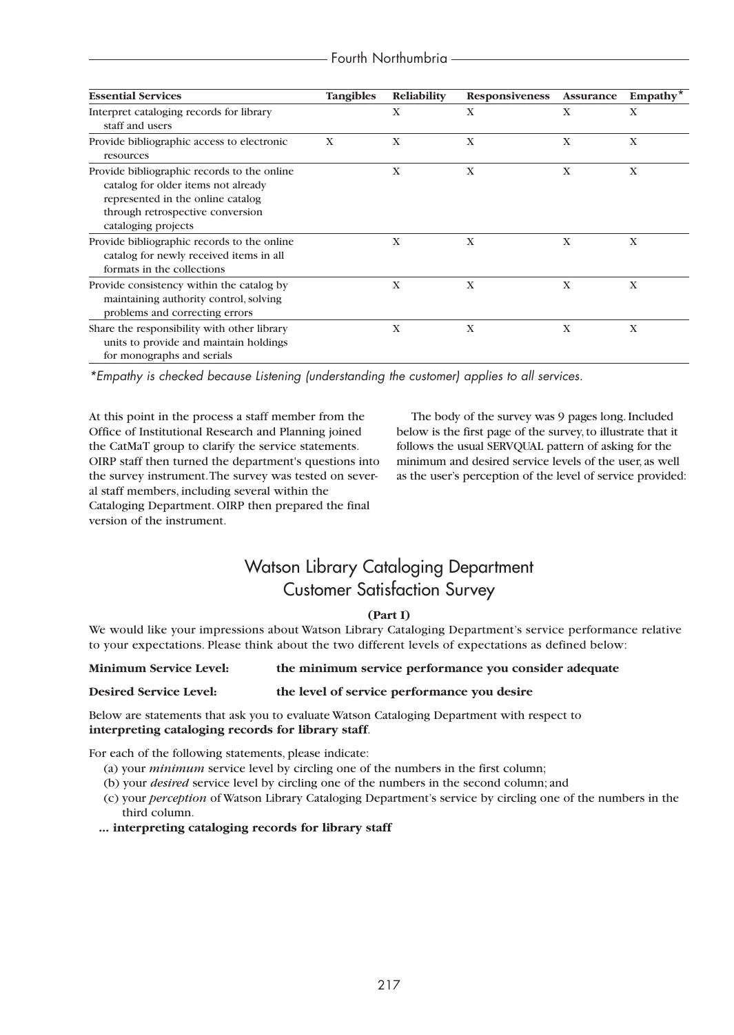| Essential Services | Tangibles | Reliability | Responsiveness | Assurance | Empathy* |
|---|---|---|---|---|---|
| Interpret cataloging records for library staff and users | | X | X | X | X |
| Provide bibliographic access to electronic resources | X | X | X | X | X |
| Provide bibliographic records to the online catalog for older items not already represented in the online catalog through retrospective conversion cataloging projects | | X | X | X | X |
| Provide bibliographic records to the online catalog for newly received items in all formats in the collections | | X | X | X | X |
| Provide consistency within the catalog by maintaining authority control, solving problems and correcting errors | | X | X | X | X |
| Share the responsibility with other library units to provide and maintain holdings for monographs and serials | | X | X | X | X |

*\*Empathy is checked because Listening (understanding the customer) applies to all services.*

At this point in the process a staff member from the Office of Institutional Research and Planning joined the CatMaT group to clarify the service statements. OIRP staff then turned the department's questions into the survey instrument. The survey was tested on several staff members, including several within the Cataloging Department. OIRP then prepared the final version of the instrument.

The body of the survey was 9 pages long. Included below is the first page of the survey, to illustrate that it follows the usual SERVQUAL pattern of asking for the minimum and desired service levels of the user, as well as the user's perception of the level of service provided:

## Watson Library Cataloging Department Customer Satisfaction Survey

**(Part I)**

We would like your impressions about Watson Library Cataloging Department's service performance relative to your expectations. Please think about the two different levels of expectations as defined below:

**Minimum Service Level:** **the minimum service performance you consider adequate**

**Desired Service Level:** **the level of service performance you desire**

Below are statements that ask you to evaluate Watson Cataloging Department with respect to **interpreting cataloging records for library staff**.

For each of the following statements, please indicate:

(a) your *minimum* service level by circling one of the numbers in the first column;
(b) your *desired* service level by circling one of the numbers in the second column; and
(c) your *perception* of Watson Library Cataloging Department's service by circling one of the numbers in the third column.

**... interpreting cataloging records for library staff**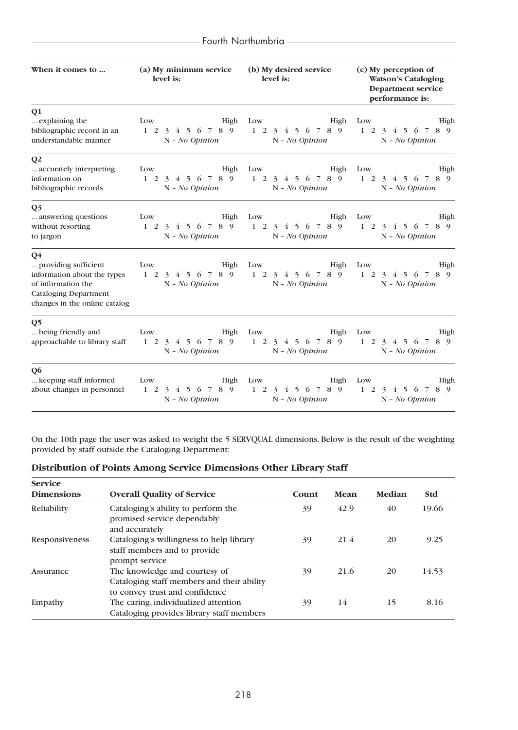| When it comes to ... | (a) My minimum service level is: | (b) My desired service level is: | (c) My perception of Watson's Cataloging Department service performance is: |
|---|---|---|---|
| **Q1** ... explaining the bibliographic record in an understandable manner | Low 1 2 3 4 5 6 7 8 9 High N – *No Opinion* | Low 1 2 3 4 5 6 7 8 9 High N – *No Opinion* | Low 1 2 3 4 5 6 7 8 9 High N – *No Opinion* |
| **Q2** ... accurately interpreting information on bibliographic records | Low 1 2 3 4 5 6 7 8 9 High N – *No Opinion* | Low 1 2 3 4 5 6 7 8 9 High N – *No Opinion* | Low 1 2 3 4 5 6 7 8 9 High N – *No Opinion* |
| **Q3** ... answering questions without resorting to jargon | Low 1 2 3 4 5 6 7 8 9 High N – *No Opinion* | Low 1 2 3 4 5 6 7 8 9 High N – *No Opinion* | Low 1 2 3 4 5 6 7 8 9 High N – *No Opinion* |
| **Q4** ... providing sufficient information about the types of information the Cataloging Department changes in the online catalog | Low 1 2 3 4 5 6 7 8 9 High N – *No Opinion* | Low 1 2 3 4 5 6 7 8 9 High N – *No Opinion* | Low 1 2 3 4 5 6 7 8 9 High N – *No Opinion* |
| **Q5** ... being friendly and approachable to library staff | Low 1 2 3 4 5 6 7 8 9 High N – *No Opinion* | Low 1 2 3 4 5 6 7 8 9 High N – *No Opinion* | Low 1 2 3 4 5 6 7 8 9 High N – *No Opinion* |
| **Q6** ... keeping staff informed about changes in personnel | Low 1 2 3 4 5 6 7 8 9 High N – *No Opinion* | Low 1 2 3 4 5 6 7 8 9 High N – *No Opinion* | Low 1 2 3 4 5 6 7 8 9 High N – *No Opinion* |

On the 10th page the user was asked to weight the 5 SERVQUAL dimensions. Below is the result of the weighting provided by staff outside the Cataloging Department:

### Distribution of Points Among Service Dimensions Other Library Staff

| Service Dimensions | Overall Quality of Service | Count | Mean | Median | Std |
|---|---|---|---|---|---|
| Reliability | Cataloging's ability to perform the promised service dependably and accurately | 39 | 42.9 | 40 | 19.66 |
| Responsiveness | Cataloging's willingness to help library staff members and to provide prompt service | 39 | 21.4 | 20 | 9.25 |
| Assurance | The knowledge and courtesy of Cataloging staff members and their ability to convey trust and confidence | 39 | 21.6 | 20 | 14.53 |
| Empathy | The caring, individualized attention Cataloging provides library staff members | 39 | 14 | 15 | 8.16 |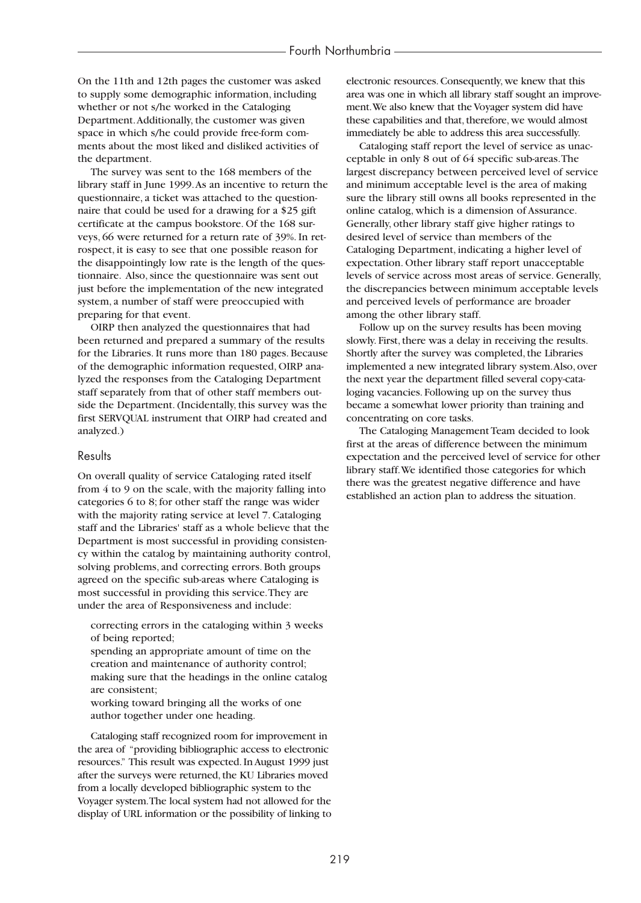On the 11th and 12th pages the customer was asked to supply some demographic information, including whether or not s/he worked in the Cataloging Department. Additionally, the customer was given space in which s/he could provide free-form comments about the most liked and disliked activities of the department.

The survey was sent to the 168 members of the library staff in June 1999. As an incentive to return the questionnaire, a ticket was attached to the questionnaire that could be used for a drawing for a $25 gift certificate at the campus bookstore. Of the 168 surveys, 66 were returned for a return rate of 39%. In retrospect, it is easy to see that one possible reason for the disappointingly low rate is the length of the questionnaire. Also, since the questionnaire was sent out just before the implementation of the new integrated system, a number of staff were preoccupied with preparing for that event.

OIRP then analyzed the questionnaires that had been returned and prepared a summary of the results for the Libraries. It runs more than 180 pages. Because of the demographic information requested, OIRP analyzed the responses from the Cataloging Department staff separately from that of other staff members outside the Department. (Incidentally, this survey was the first SERVQUAL instrument that OIRP had created and analyzed.)

## Results

On overall quality of service Cataloging rated itself from 4 to 9 on the scale, with the majority falling into categories 6 to 8; for other staff the range was wider with the majority rating service at level 7. Cataloging staff and the Libraries' staff as a whole believe that the Department is most successful in providing consistency within the catalog by maintaining authority control, solving problems, and correcting errors. Both groups agreed on the specific sub-areas where Cataloging is most successful in providing this service. They are under the area of Responsiveness and include:

- correcting errors in the cataloging within 3 weeks of being reported;
- spending an appropriate amount of time on the creation and maintenance of authority control;
- making sure that the headings in the online catalog are consistent;
- working toward bringing all the works of one author together under one heading.

Cataloging staff recognized room for improvement in the area of "providing bibliographic access to electronic resources." This result was expected. In August 1999 just after the surveys were returned, the KU Libraries moved from a locally developed bibliographic system to the Voyager system. The local system had not allowed for the display of URL information or the possibility of linking to electronic resources. Consequently, we knew that this area was one in which all library staff sought an improvement. We also knew that the Voyager system did have these capabilities and that, therefore, we would almost immediately be able to address this area successfully.

Cataloging staff report the level of service as unacceptable in only 8 out of 64 specific sub-areas. The largest discrepancy between perceived level of service and minimum acceptable level is the area of making sure the library still owns all books represented in the online catalog, which is a dimension of Assurance. Generally, other library staff give higher ratings to desired level of service than members of the Cataloging Department, indicating a higher level of expectation. Other library staff report unacceptable levels of service across most areas of service. Generally, the discrepancies between minimum acceptable levels and perceived levels of performance are broader among the other library staff.

Follow up on the survey results has been moving slowly. First, there was a delay in receiving the results. Shortly after the survey was completed, the Libraries implemented a new integrated library system. Also, over the next year the department filled several copy-cataloging vacancies. Following up on the survey thus became a somewhat lower priority than training and concentrating on core tasks.

The Cataloging Management Team decided to look first at the areas of difference between the minimum expectation and the perceived level of service for other library staff. We identified those categories for which there was the greatest negative difference and have established an action plan to address the situation.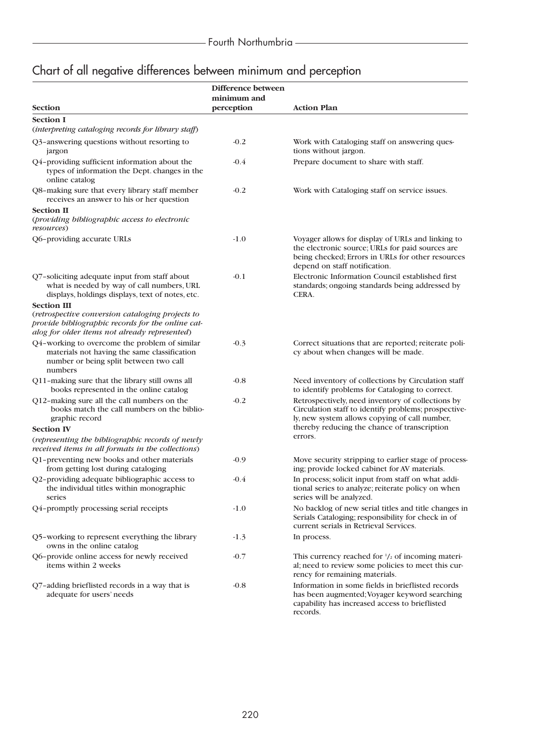## Chart of all negative differences between minimum and perception

| Section | Difference between minimum and perception | Action Plan |
|---|---|---|
| **Section I** (*interpreting cataloging records for library staff*) | | |
| Q3–answering questions without resorting to jargon | -0.2 | Work with Cataloging staff on answering questions without jargon. |
| Q4–providing sufficient information about the types of information the Dept. changes in the online catalog | -0.4 | Prepare document to share with staff. |
| Q8–making sure that every library staff member receives an answer to his or her question | -0.2 | Work with Cataloging staff on service issues. |
| **Section II** (*providing bibliographic access to electronic resources*) | | |
| Q6–providing accurate URLs | -1.0 | Voyager allows for display of URLs and linking to the electronic source; URLs for paid sources are being checked; Errors in URLs for other resources depend on staff notification. |
| Q7–soliciting adequate input from staff about what is needed by way of call numbers, URL displays, holdings displays, text of notes, etc. | -0.1 | Electronic Information Council established first standards; ongoing standards being addressed by CERA. |
| **Section III** (*retrospective conversion cataloging projects to provide bibliographic records for the online catalog for older items not already represented*) | | |
| Q4–working to overcome the problem of similar materials not having the same classification number or being split between two call numbers | -0.3 | Correct situations that are reported; reiterate policy about when changes will be made. |
| Q11–making sure that the library still owns all books represented in the online catalog | -0.8 | Need inventory of collections by Circulation staff to identify problems for Cataloging to correct. |
| Q12–making sure all the call numbers on the books match the call numbers on the bibliographic record | -0.2 | Retrospectively, need inventory of collections by Circulation staff to identify problems; prospectively, new system allows copying of call number, thereby reducing the chance of transcription errors. |
| **Section IV** (*representing the bibliographic records of newly received items in all formats in the collections*) | | |
| Q1–preventing new books and other materials from getting lost during cataloging | -0.9 | Move security stripping to earlier stage of processing; provide locked cabinet for AV materials. |
| Q2–providing adequate bibliographic access to the individual titles within monographic series | -0.4 | In process; solicit input from staff on what additional series to analyze; reiterate policy on when series will be analyzed. |
| Q4–promptly processing serial receipts | -1.0 | No backlog of new serial titles and title changes in Serials Cataloging; responsibility for check in of current serials in Retrieval Services. |
| Q5–working to represent everything the library owns in the online catalog | -1.3 | In process. |
| Q6–provide online access for newly received items within 2 weeks | -0.7 | This currency reached for 1/2 of incoming material; need to review some policies to meet this currency for remaining materials. |
| Q7–adding brieflisted records in a way that is adequate for users' needs | -0.8 | Information in some fields in brieflisted records has been augmented; Voyager keyword searching capability has increased access to brieflisted records. |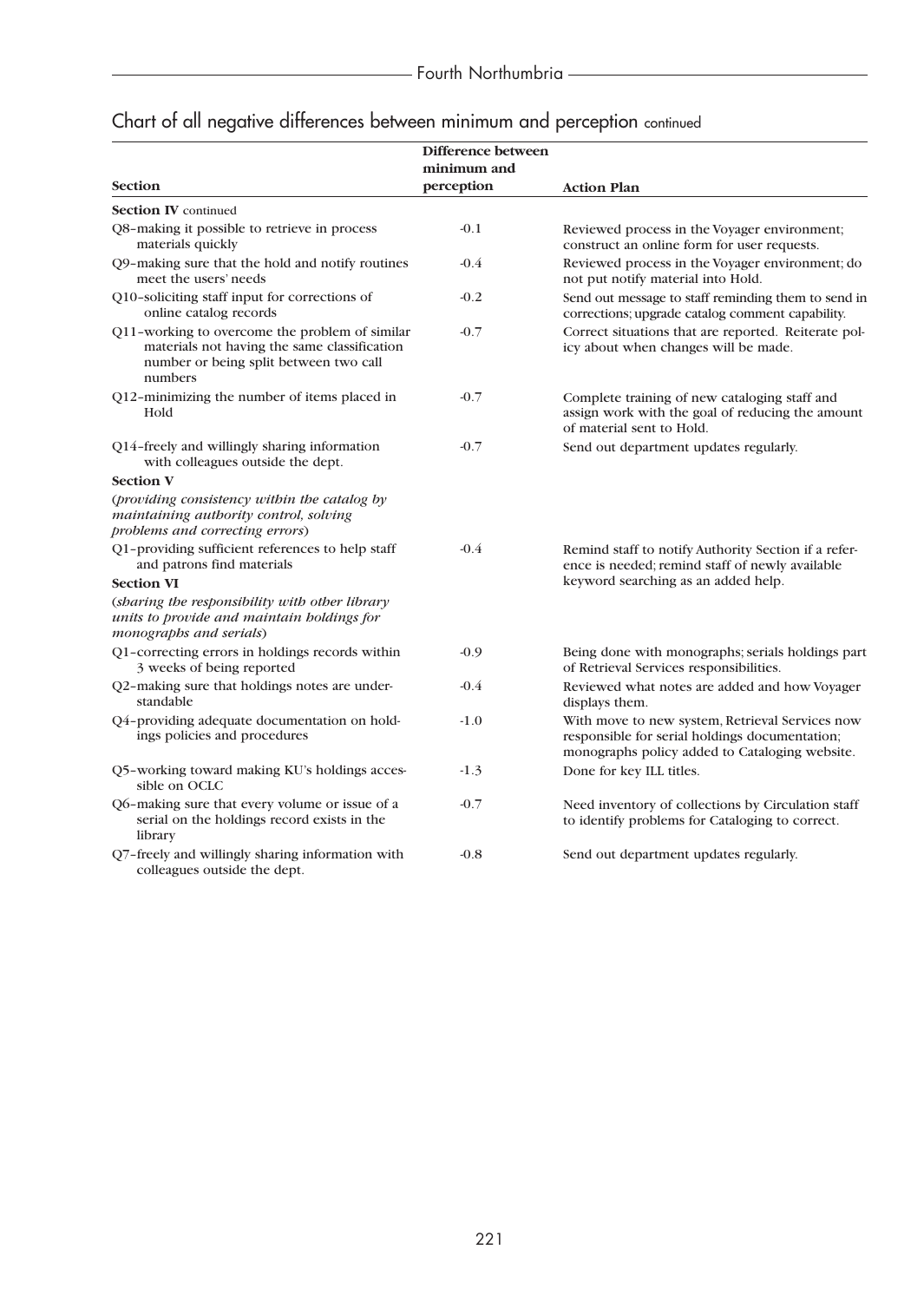## Chart of all negative differences between minimum and perception continued

| Section | Difference between minimum and perception | Action Plan |
|---|---|---|
| **Section IV** continued | | |
| Q8–making it possible to retrieve in process materials quickly | -0.1 | Reviewed process in the Voyager environment; construct an online form for user requests. |
| Q9–making sure that the hold and notify routines meet the users' needs | -0.4 | Reviewed process in the Voyager environment; do not put notify material into Hold. |
| Q10–soliciting staff input for corrections of online catalog records | -0.2 | Send out message to staff reminding them to send in corrections; upgrade catalog comment capability. |
| Q11–working to overcome the problem of similar materials not having the same classification number or being split between two call numbers | -0.7 | Correct situations that are reported. Reiterate policy about when changes will be made. |
| Q12–minimizing the number of items placed in Hold | -0.7 | Complete training of new cataloging staff and assign work with the goal of reducing the amount of material sent to Hold. |
| Q14–freely and willingly sharing information with colleagues outside the dept. | -0.7 | Send out department updates regularly. |
| **Section V** | | |
| *(providing consistency within the catalog by maintaining authority control, solving problems and correcting errors)* | | |
| Q1–providing sufficient references to help staff and patrons find materials | -0.4 | Remind staff to notify Authority Section if a reference is needed; remind staff of newly available keyword searching as an added help. |
| **Section VI** | | |
| *(sharing the responsibility with other library units to provide and maintain holdings for monographs and serials)* | | |
| Q1–correcting errors in holdings records within 3 weeks of being reported | -0.9 | Being done with monographs; serials holdings part of Retrieval Services responsibilities. |
| Q2–making sure that holdings notes are understandable | -0.4 | Reviewed what notes are added and how Voyager displays them. |
| Q4–providing adequate documentation on holdings policies and procedures | -1.0 | With move to new system, Retrieval Services now responsible for serial holdings documentation; monographs policy added to Cataloging website. |
| Q5–working toward making KU's holdings accessible on OCLC | -1.3 | Done for key ILL titles. |
| Q6–making sure that every volume or issue of a serial on the holdings record exists in the library | -0.7 | Need inventory of collections by Circulation staff to identify problems for Cataloging to correct. |
| Q7–freely and willingly sharing information with colleagues outside the dept. | -0.8 | Send out department updates regularly. |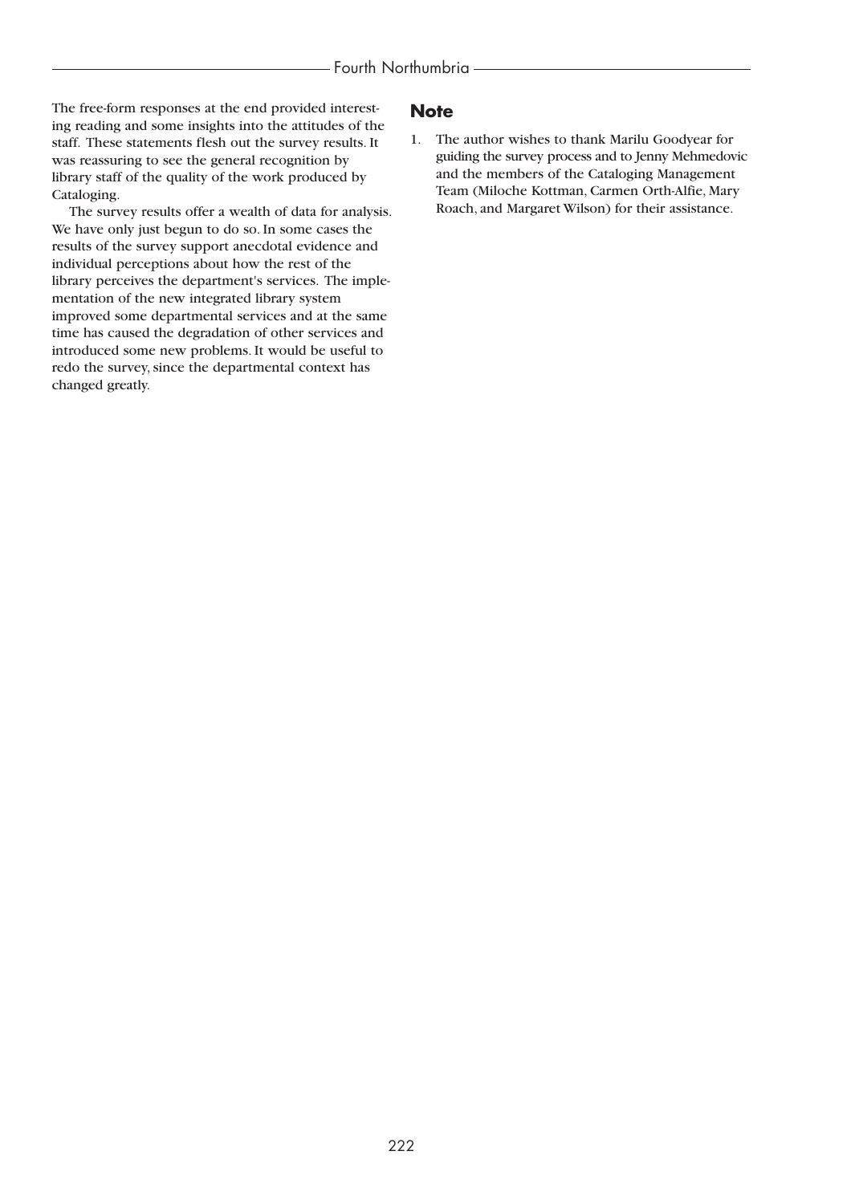The free-form responses at the end provided interesting reading and some insights into the attitudes of the staff. These statements flesh out the survey results. It was reassuring to see the general recognition by library staff of the quality of the work produced by Cataloging.

The survey results offer a wealth of data for analysis. We have only just begun to do so. In some cases the results of the survey support anecdotal evidence and individual perceptions about how the rest of the library perceives the department's services. The implementation of the new integrated library system improved some departmental services and at the same time has caused the degradation of other services and introduced some new problems. It would be useful to redo the survey, since the departmental context has changed greatly.

## Note

1. The author wishes to thank Marilu Goodyear for guiding the survey process and to Jenny Mehmedovic and the members of the Cataloging Management Team (Miloche Kottman, Carmen Orth-Alfie, Mary Roach, and Margaret Wilson) for their assistance.